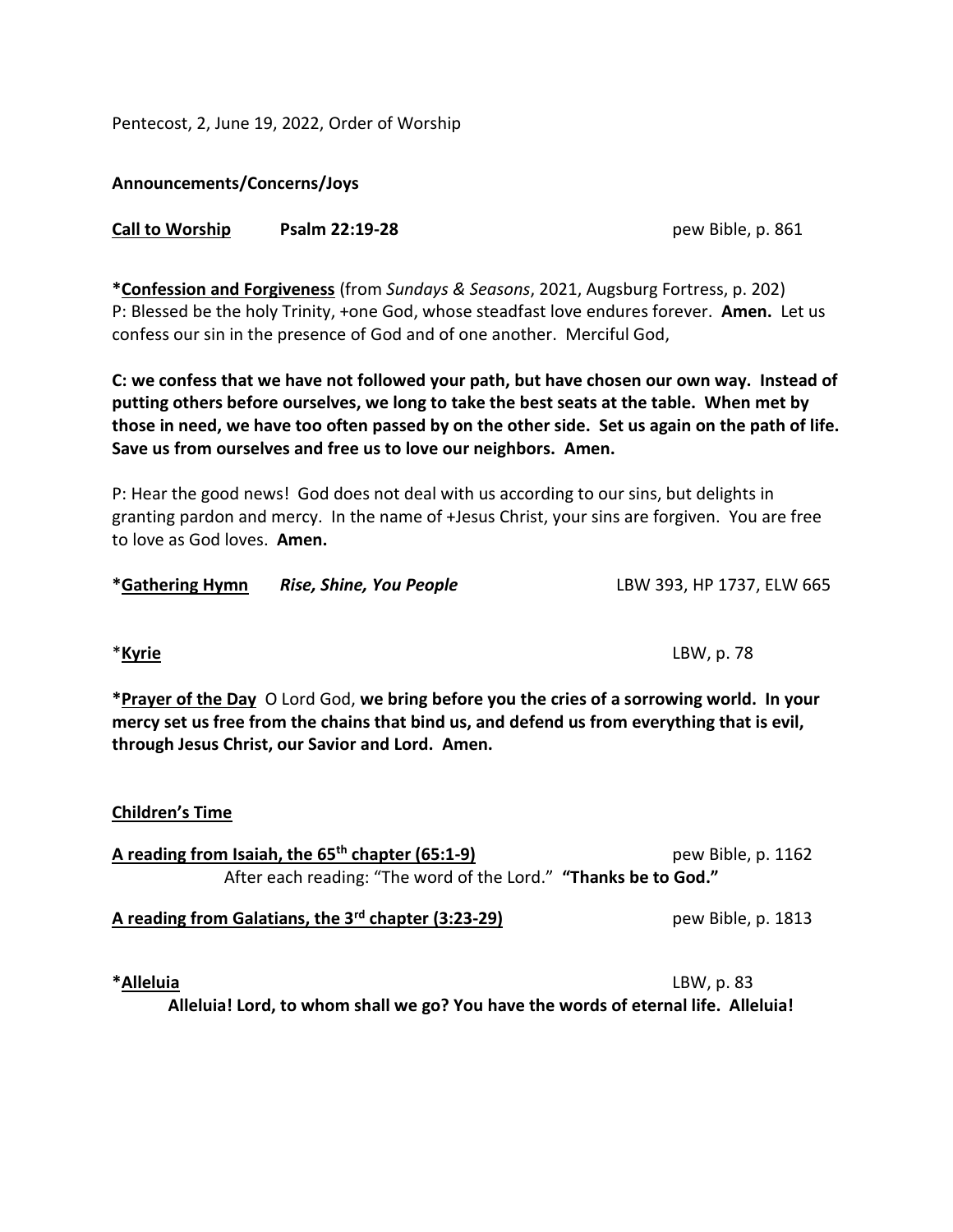Pentecost, 2, June 19, 2022, Order of Worship

**Announcements/Concerns/Joys**

**Call to Worship** **Psalm 22:19-28** pew Bible, p. 861

***Confession and Forgiveness** (from *Sundays & Seasons*, 2021, Augsburg Fortress, p. 202)
P: Blessed be the holy Trinity, +one God, whose steadfast love endures forever. **Amen.** Let us confess our sin in the presence of God and of one another. Merciful God,

**C: we confess that we have not followed your path, but have chosen our own way. Instead of putting others before ourselves, we long to take the best seats at the table. When met by those in need, we have too often passed by on the other side. Set us again on the path of life. Save us from ourselves and free us to love our neighbors. Amen.**

P: Hear the good news! God does not deal with us according to our sins, but delights in granting pardon and mercy. In the name of +Jesus Christ, your sins are forgiven. You are free to love as God loves. **Amen.**

***Gathering Hymn** ***Rise, Shine, You People*** LBW 393, HP 1737, ELW 665

***Kyrie** LBW, p. 78

***Prayer of the Day** O Lord God, **we bring before you the cries of a sorrowing world. In your mercy set us free from the chains that bind us, and defend us from everything that is evil, through Jesus Christ, our Savior and Lord. Amen.**

**Children's Time**

**A reading from Isaiah, the 65th chapter (65:1-9)** pew Bible, p. 1162

After each reading: "The word of the Lord." **"Thanks be to God."**

**A reading from Galatians, the 3rd chapter (3:23-29)** pew Bible, p. 1813

***Alleluia** LBW, p. 83

**Alleluia! Lord, to whom shall we go? You have the words of eternal life. Alleluia!**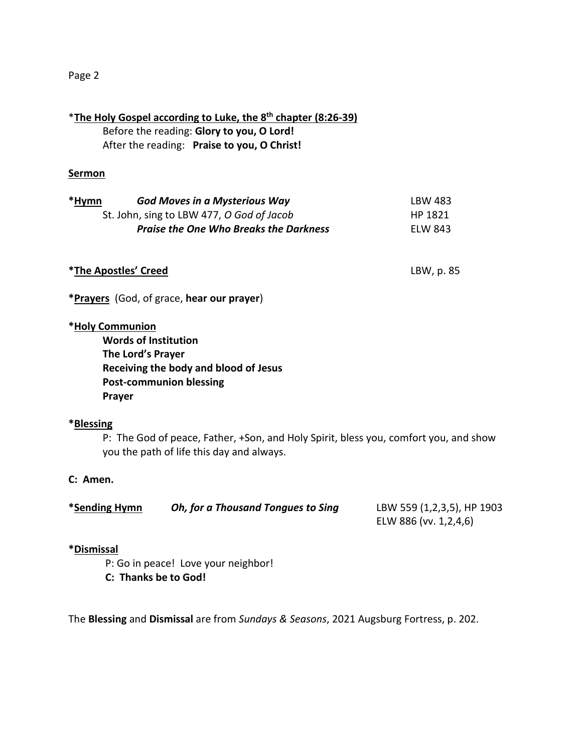*<u>**The Holy Gospel according to Luke, the 8th chapter (8:26-39)**</u>

Before the reading: **Glory to you, O Lord!**
After the reading: **Praise to you, O Christ!**

<u>**Sermon**</u>

**\*<u>Hymn</u>** ***God Moves in a Mysterious Way*** LBW 483
St. John, sing to LBW 477, *O God of Jacob* HP 1821
***Praise the One Who Breaks the Darkness*** ELW 843

**\*<u>The Apostles' Creed</u>** LBW, p. 85

**\*<u>Prayers</u>** (God, of grace, **hear our prayer**)

**\*<u>Holy Communion</u>**

**Words of Institution**
**The Lord's Prayer**
**Receiving the body and blood of Jesus**
**Post-communion blessing**
**Prayer**

**\*<u>Blessing</u>**

P: The God of peace, Father, +Son, and Holy Spirit, bless you, comfort you, and show you the path of life this day and always.

**C: Amen.**

**\*<u>Sending Hymn</u>** ***Oh, for a Thousand Tongues to Sing*** LBW 559 (1,2,3,5), HP 1903
ELW 886 (vv. 1,2,4,6)

**\*<u>Dismissal</u>**

P: Go in peace! Love your neighbor!
**C: Thanks be to God!**

The **Blessing** and **Dismissal** are from *Sundays & Seasons*, 2021 Augsburg Fortress, p. 202.